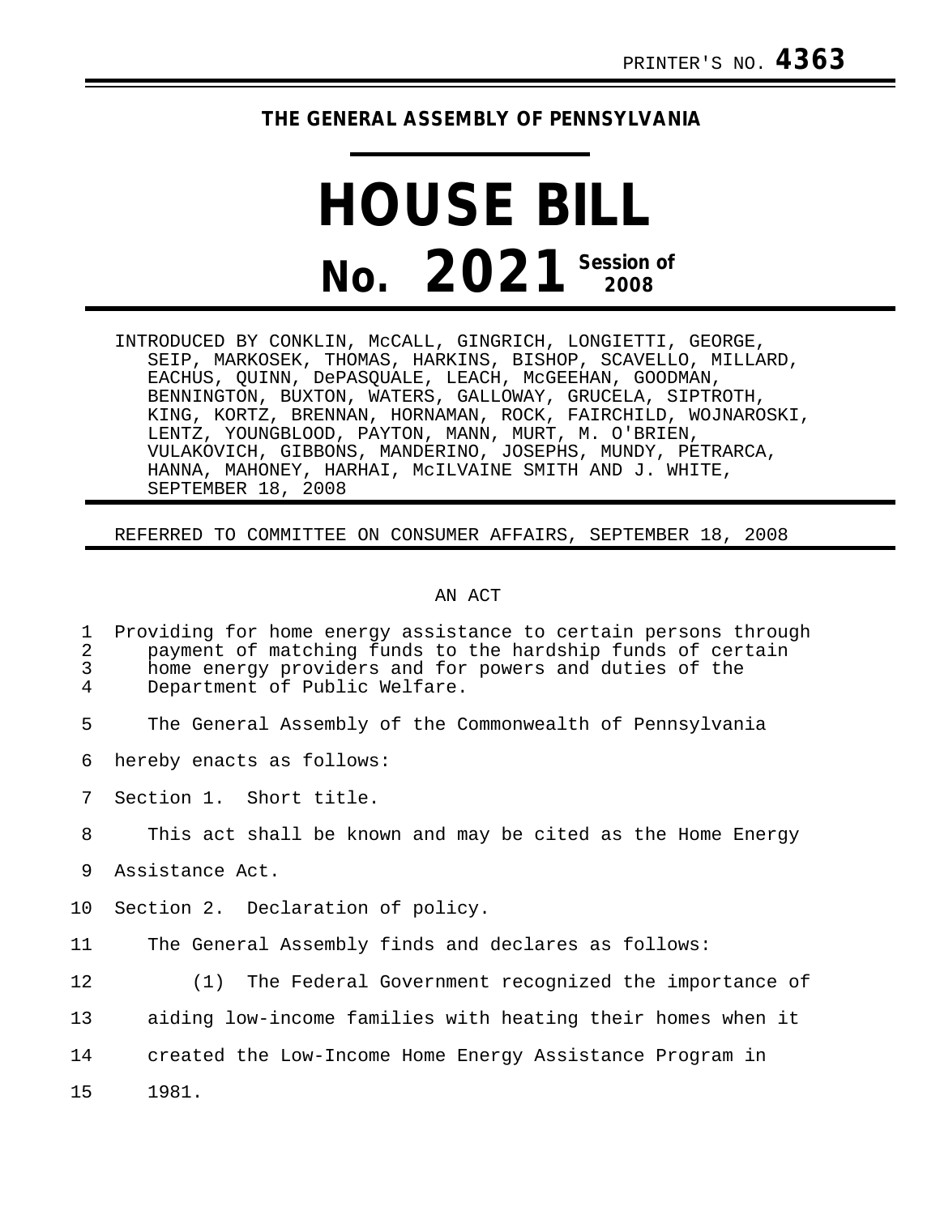PRINTER'S NO. **4363**

**THE GENERAL ASSEMBLY OF PENNSYLVANIA**

# HOUSE BILL

# No. 2021 Session of 2008

INTRODUCED BY CONKLIN, McCALL, GINGRICH, LONGIETTI, GEORGE, SEIP, MARKOSEK, THOMAS, HARKINS, BISHOP, SCAVELLO, MILLARD, EACHUS, QUINN, DePASQUALE, LEACH, McGEEHAN, GOODMAN, BENNINGTON, BUXTON, WATERS, GALLOWAY, GRUCELA, SIPTROTH, KING, KORTZ, BRENNAN, HORNAMAN, ROCK, FAIRCHILD, WOJNAROSKI, LENTZ, YOUNGBLOOD, PAYTON, MANN, MURT, M. O'BRIEN, VULAKOVICH, GIBBONS, MANDERINO, JOSEPHS, MUNDY, PETRARCA, HANNA, MAHONEY, HARHAI, McILVAINE SMITH AND J. WHITE, SEPTEMBER 18, 2008

REFERRED TO COMMITTEE ON CONSUMER AFFAIRS, SEPTEMBER 18, 2008

AN ACT

Providing for home energy assistance to certain persons through payment of matching funds to the hardship funds of certain home energy providers and for powers and duties of the Department of Public Welfare.

The General Assembly of the Commonwealth of Pennsylvania hereby enacts as follows:

Section 1. Short title.

This act shall be known and may be cited as the Home Energy Assistance Act.

Section 2. Declaration of policy.

The General Assembly finds and declares as follows:

(1) The Federal Government recognized the importance of aiding low-income families with heating their homes when it created the Low-Income Home Energy Assistance Program in 1981.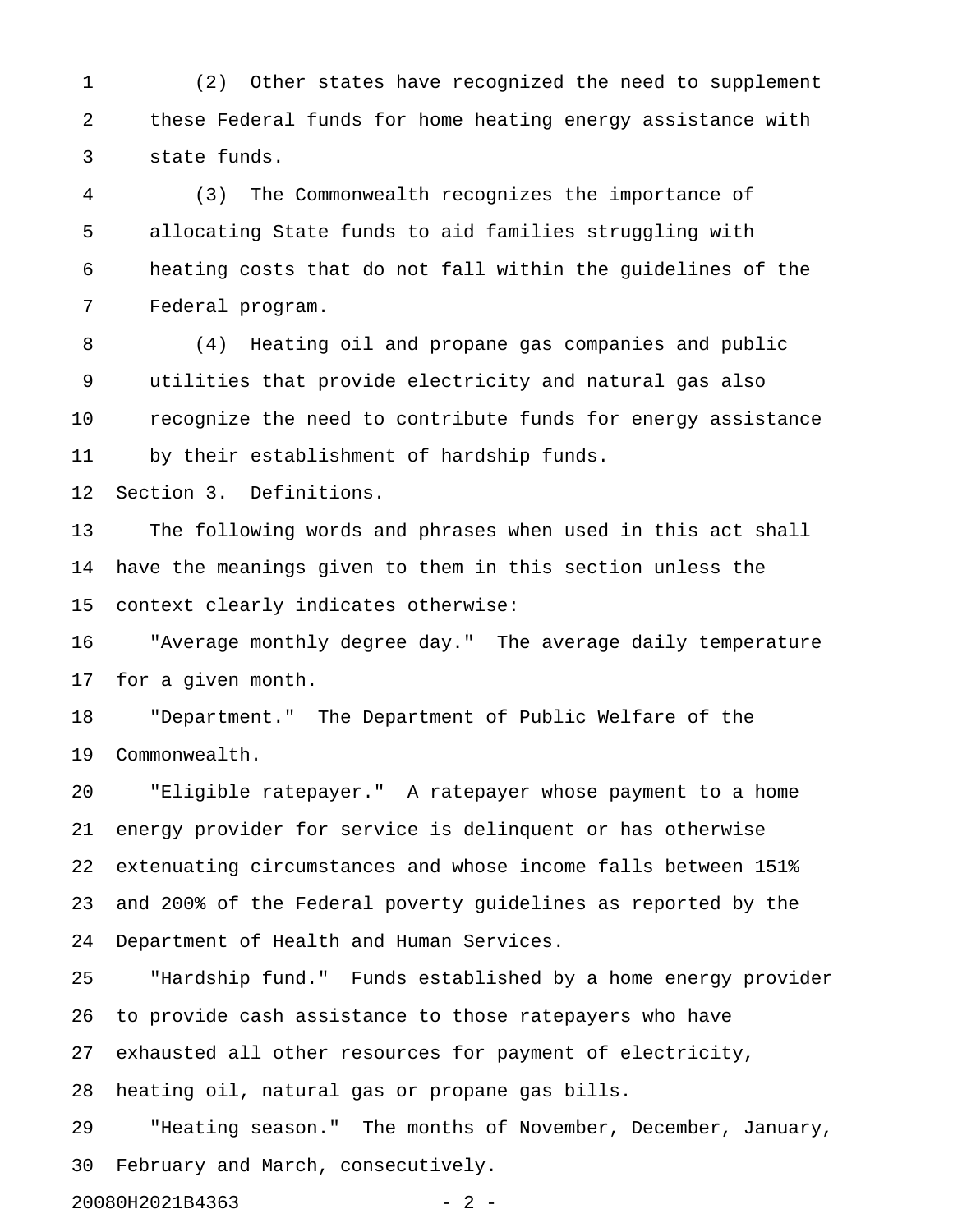(2) Other states have recognized the need to supplement these Federal funds for home heating energy assistance with state funds.

(3) The Commonwealth recognizes the importance of allocating State funds to aid families struggling with heating costs that do not fall within the guidelines of the Federal program.

(4) Heating oil and propane gas companies and public utilities that provide electricity and natural gas also recognize the need to contribute funds for energy assistance by their establishment of hardship funds.

Section 3. Definitions.

The following words and phrases when used in this act shall have the meanings given to them in this section unless the context clearly indicates otherwise:

"Average monthly degree day." The average daily temperature for a given month.

"Department." The Department of Public Welfare of the Commonwealth.

"Eligible ratepayer." A ratepayer whose payment to a home energy provider for service is delinquent or has otherwise extenuating circumstances and whose income falls between 151% and 200% of the Federal poverty guidelines as reported by the Department of Health and Human Services.

"Hardship fund." Funds established by a home energy provider to provide cash assistance to those ratepayers who have exhausted all other resources for payment of electricity, heating oil, natural gas or propane gas bills.

"Heating season." The months of November, December, January, February and March, consecutively.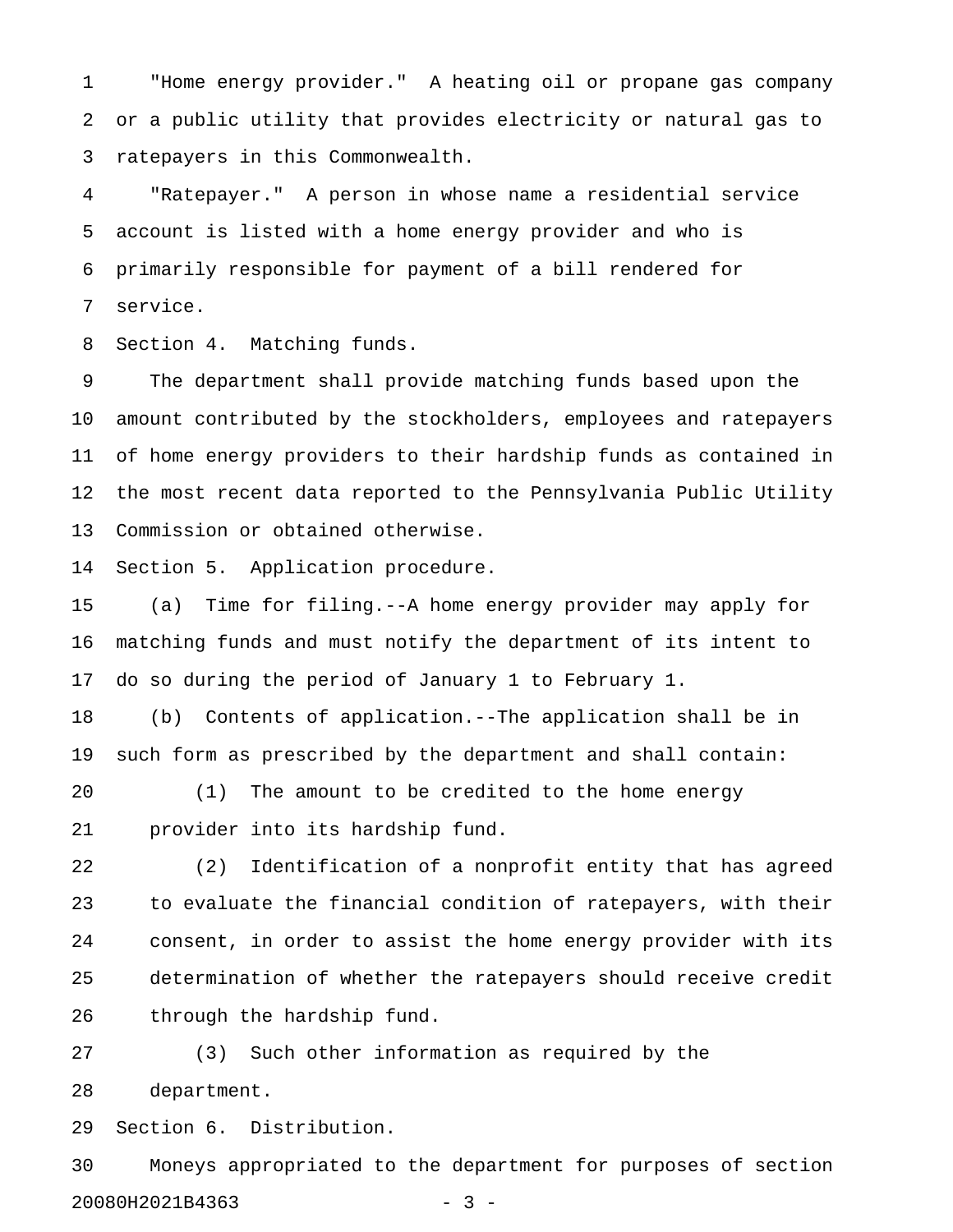"Home energy provider." A heating oil or propane gas company or a public utility that provides electricity or natural gas to ratepayers in this Commonwealth.

"Ratepayer." A person in whose name a residential service account is listed with a home energy provider and who is primarily responsible for payment of a bill rendered for service.

Section 4. Matching funds.

The department shall provide matching funds based upon the amount contributed by the stockholders, employees and ratepayers of home energy providers to their hardship funds as contained in the most recent data reported to the Pennsylvania Public Utility Commission or obtained otherwise.

Section 5. Application procedure.

(a) Time for filing.--A home energy provider may apply for matching funds and must notify the department of its intent to do so during the period of January 1 to February 1.

(b) Contents of application.--The application shall be in such form as prescribed by the department and shall contain:

(1) The amount to be credited to the home energy provider into its hardship fund.

(2) Identification of a nonprofit entity that has agreed to evaluate the financial condition of ratepayers, with their consent, in order to assist the home energy provider with its determination of whether the ratepayers should receive credit through the hardship fund.

(3) Such other information as required by the department.

Section 6. Distribution.

Moneys appropriated to the department for purposes of section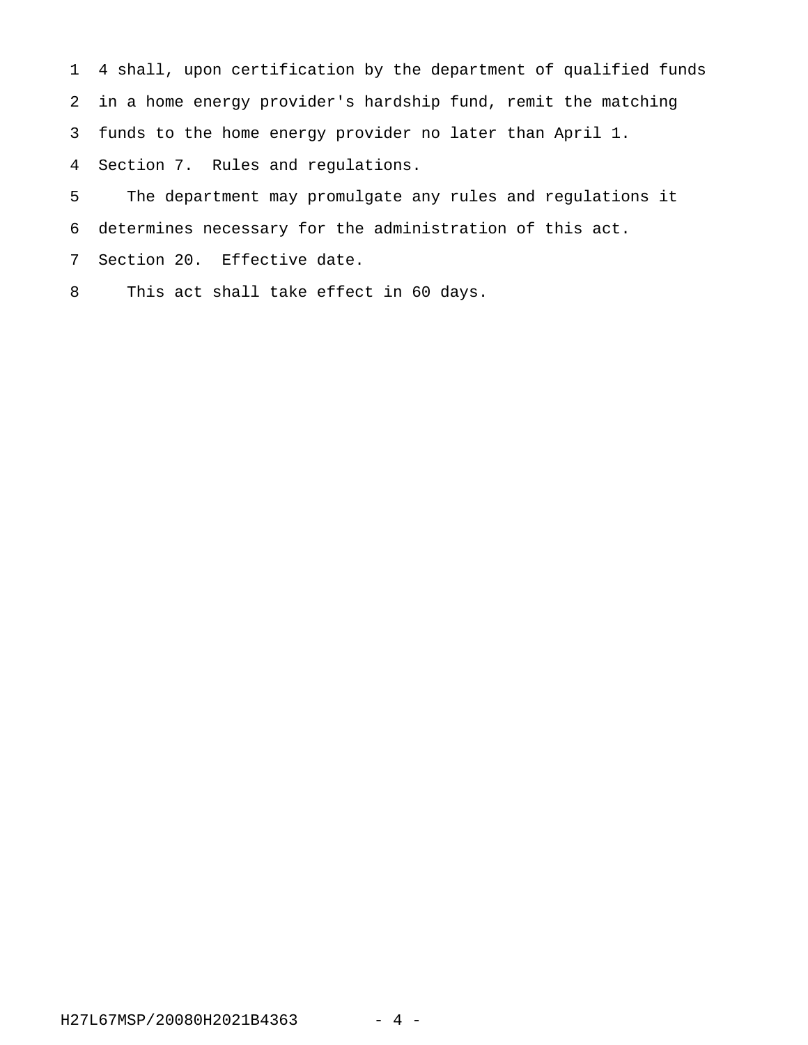4 shall, upon certification by the department of qualified funds in a home energy provider's hardship fund, remit the matching funds to the home energy provider no later than April 1.

Section 7. Rules and regulations.

The department may promulgate any rules and regulations it determines necessary for the administration of this act.

Section 20. Effective date.

This act shall take effect in 60 days.